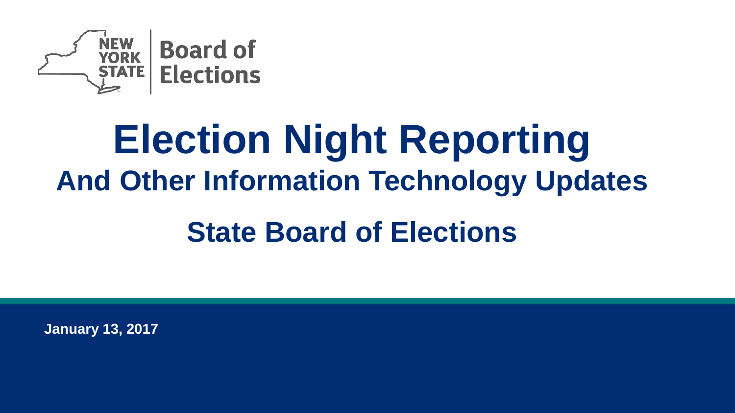NEW YORK STATE | Board of Elections

# Election Night Reporting

## And Other Information Technology Updates

## State Board of Elections

**January 13, 2017**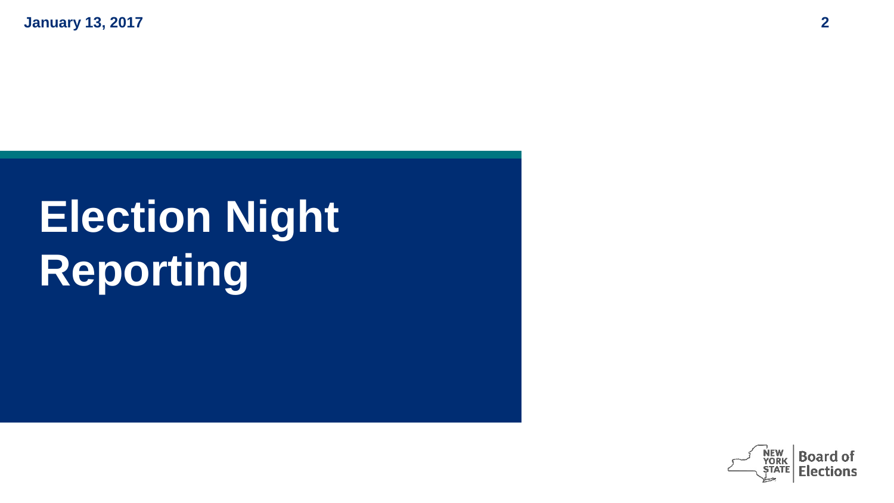# Election Night Reporting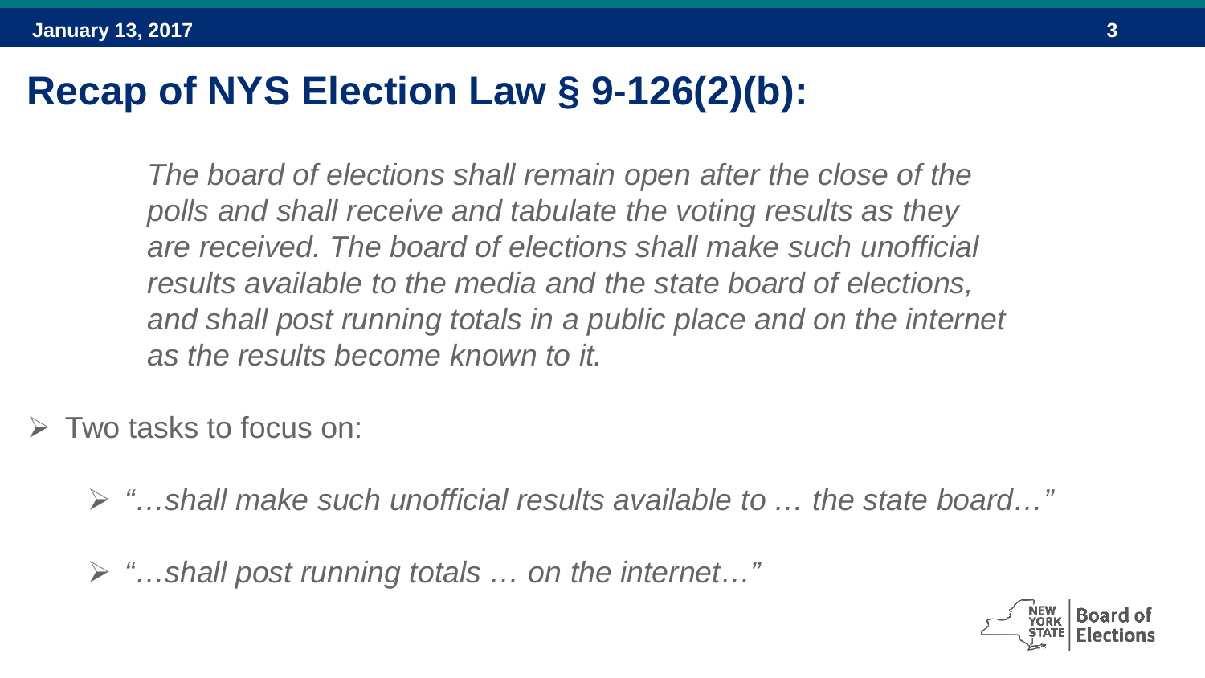# Recap of NYS Election Law § 9-126(2)(b):

> *The board of elections shall remain open after the close of the polls and shall receive and tabulate the voting results as they are received. The board of elections shall make such unofficial results available to the media and the state board of elections, and shall post running totals in a public place and on the internet as the results become known to it.*

- Two tasks to focus on:
  - *"…shall make such unofficial results available to … the state board…"*
  - *"…shall post running totals … on the internet…"*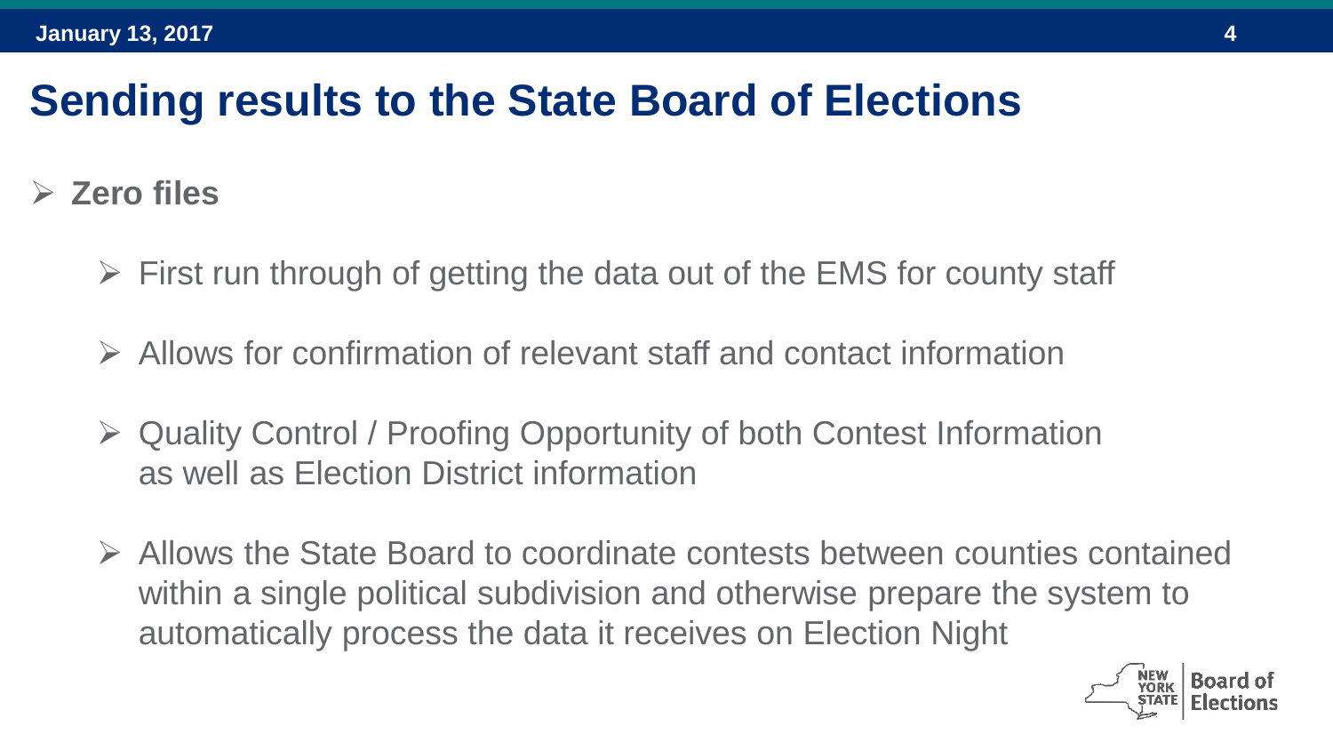# Sending results to the State Board of Elections

- **Zero files**
  - First run through of getting the data out of the EMS for county staff
  - Allows for confirmation of relevant staff and contact information
  - Quality Control / Proofing Opportunity of both Contest Information as well as Election District information
  - Allows the State Board to coordinate contests between counties contained within a single political subdivision and otherwise prepare the system to automatically process the data it receives on Election Night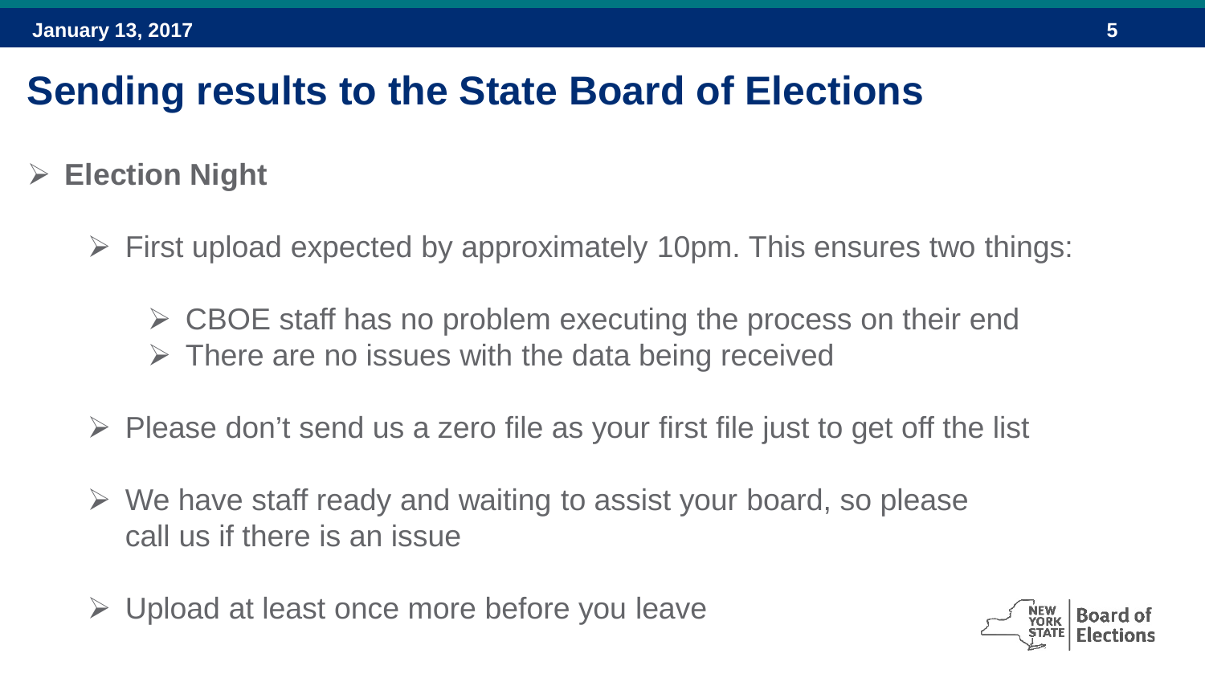# Sending results to the State Board of Elections

- **Election Night**
  - First upload expected by approximately 10pm. This ensures two things:
    - CBOE staff has no problem executing the process on their end
    - There are no issues with the data being received
  - Please don't send us a zero file as your first file just to get off the list
  - We have staff ready and waiting to assist your board, so please call us if there is an issue
  - Upload at least once more before you leave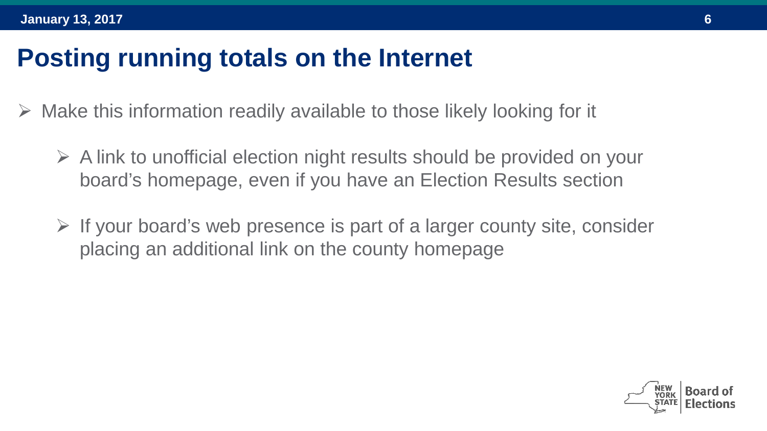# Posting running totals on the Internet

- Make this information readily available to those likely looking for it
  - A link to unofficial election night results should be provided on your board's homepage, even if you have an Election Results section
  - If your board's web presence is part of a larger county site, consider placing an additional link on the county homepage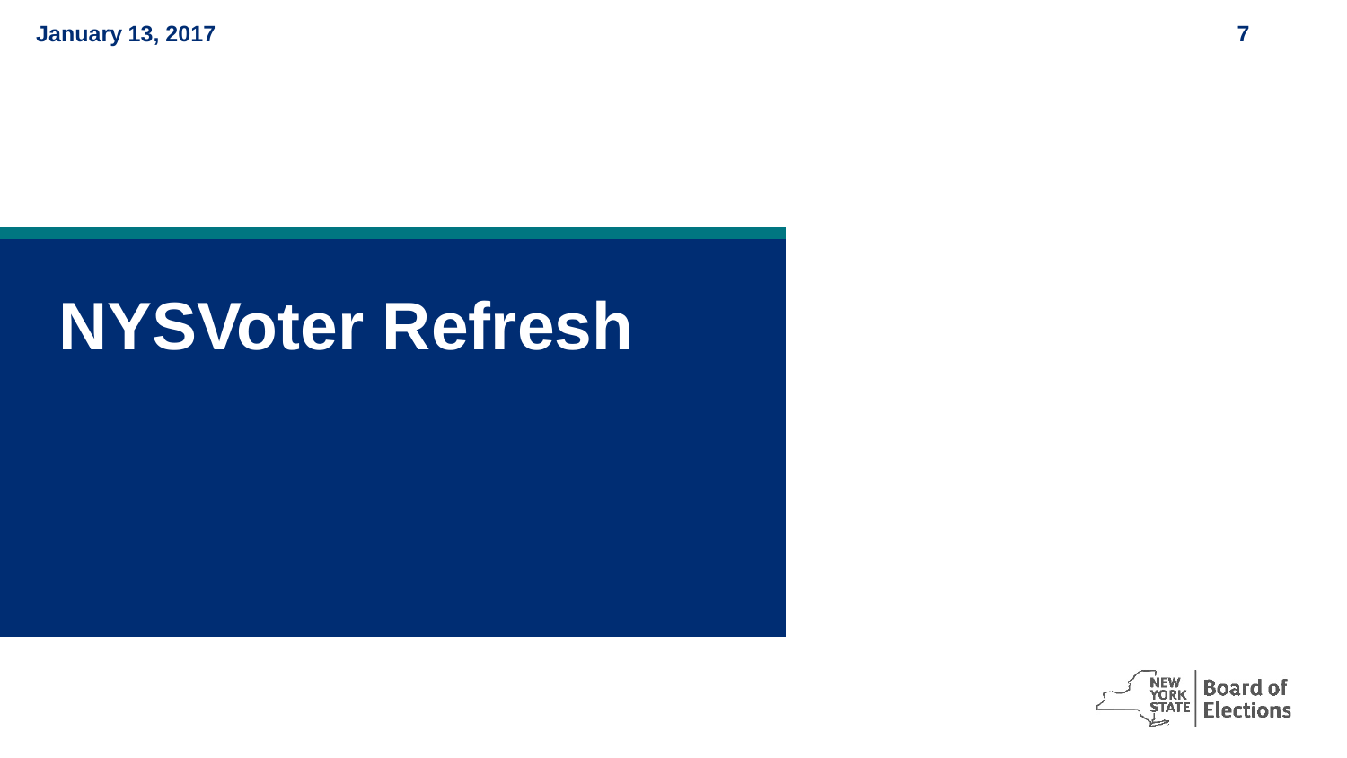# NYSVoter Refresh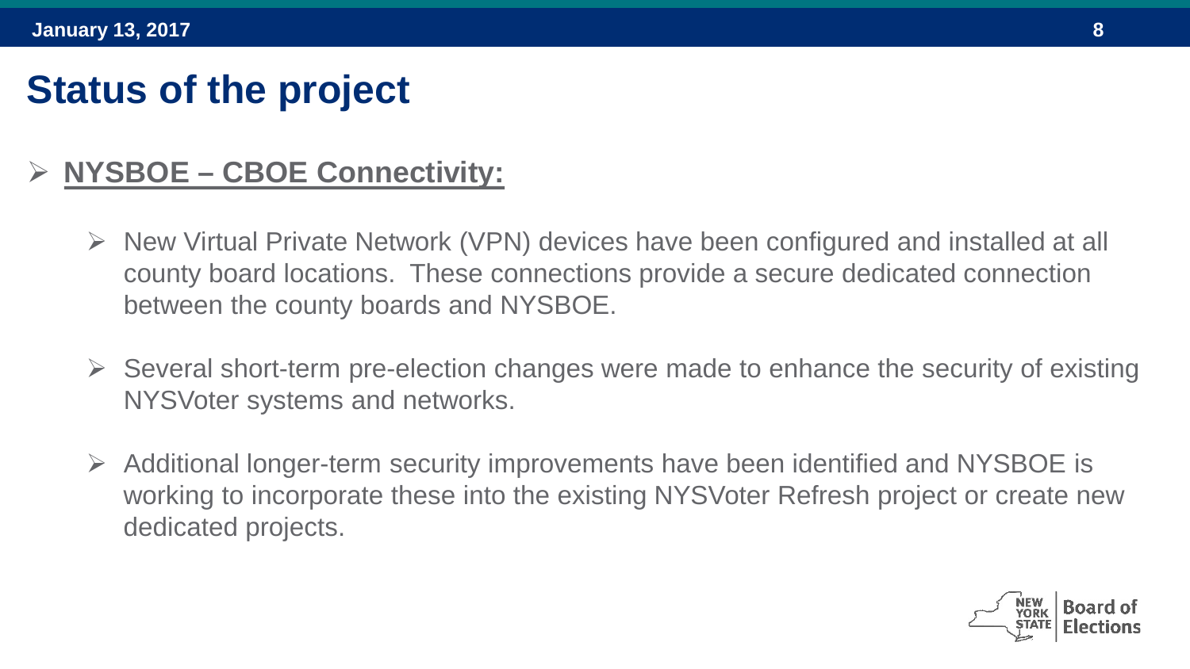# Status of the project

- **NYSBOE – CBOE Connectivity:**
  - New Virtual Private Network (VPN) devices have been configured and installed at all county board locations. These connections provide a secure dedicated connection between the county boards and NYSBOE.
  - Several short-term pre-election changes were made to enhance the security of existing NYSVoter systems and networks.
  - Additional longer-term security improvements have been identified and NYSBOE is working to incorporate these into the existing NYSVoter Refresh project or create new dedicated projects.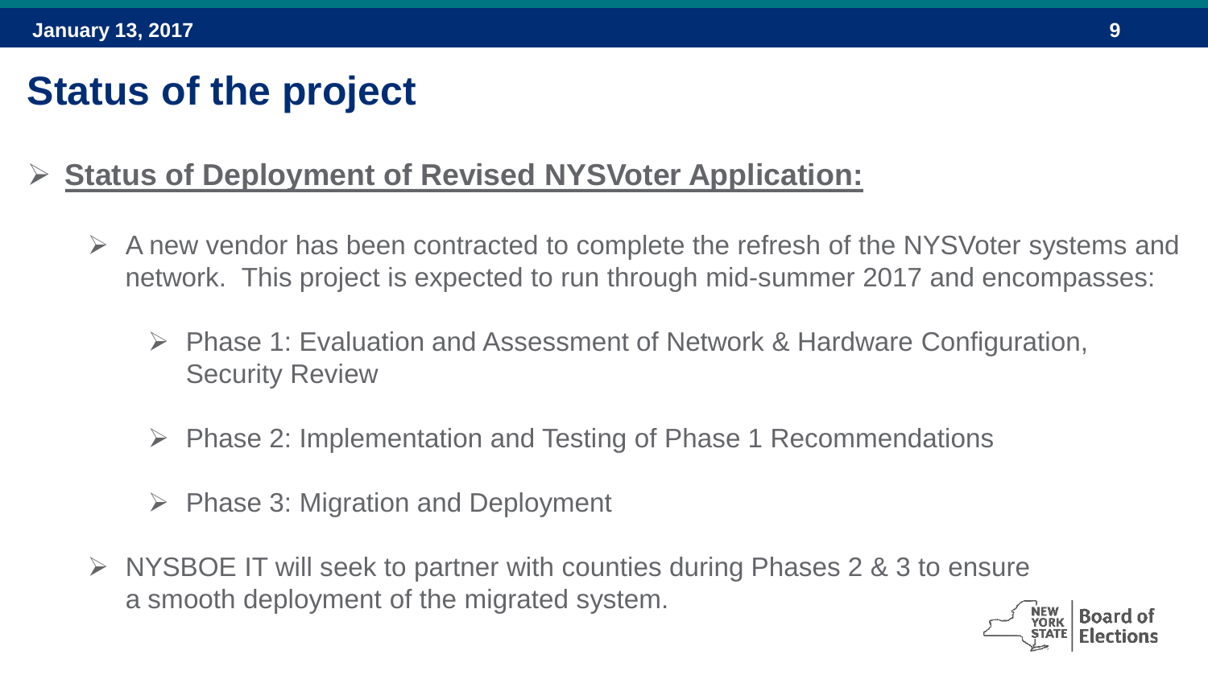# Status of the project

- **Status of Deployment of Revised NYSVoter Application:**
  - A new vendor has been contracted to complete the refresh of the NYSVoter systems and network. This project is expected to run through mid-summer 2017 and encompasses:
    - Phase 1: Evaluation and Assessment of Network & Hardware Configuration, Security Review
    - Phase 2: Implementation and Testing of Phase 1 Recommendations
    - Phase 3: Migration and Deployment
  - NYSBOE IT will seek to partner with counties during Phases 2 & 3 to ensure a smooth deployment of the migrated system.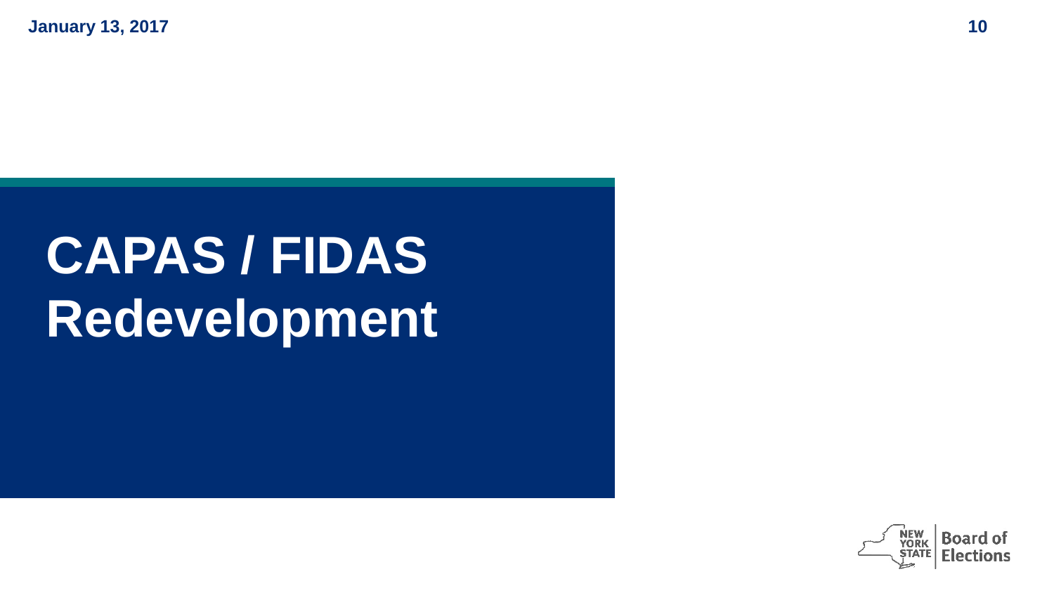# CAPAS / FIDAS Redevelopment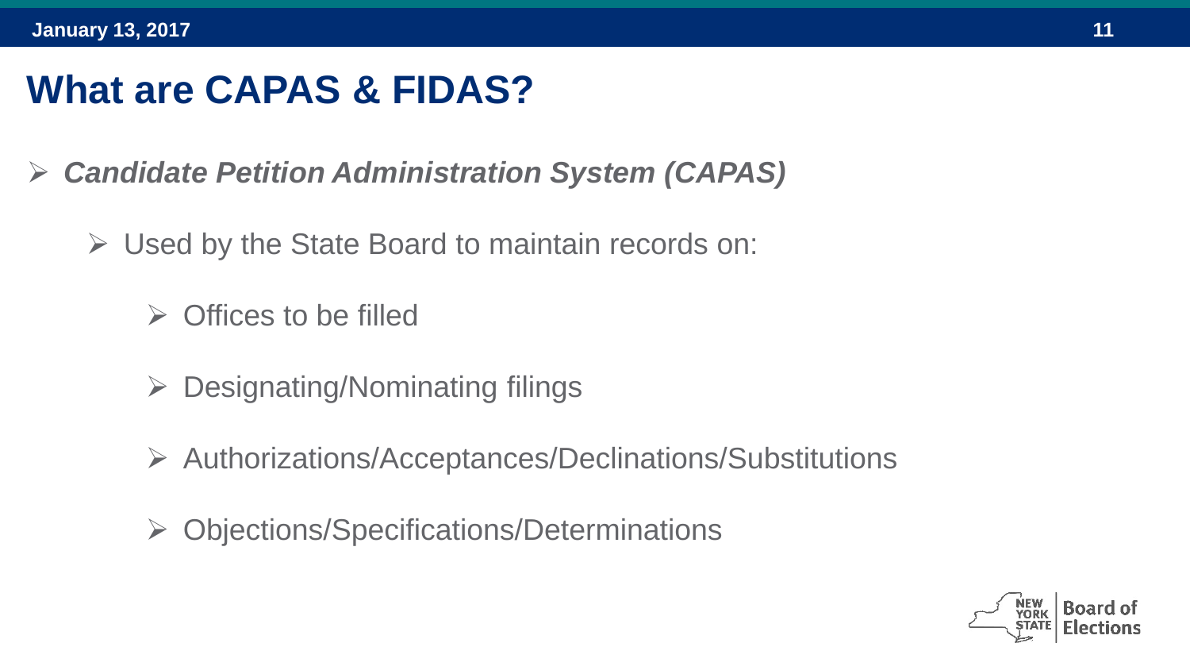# What are CAPAS & FIDAS?

- ***Candidate Petition Administration System (CAPAS)***
  - Used by the State Board to maintain records on:
    - Offices to be filled
    - Designating/Nominating filings
    - Authorizations/Acceptances/Declinations/Substitutions
    - Objections/Specifications/Determinations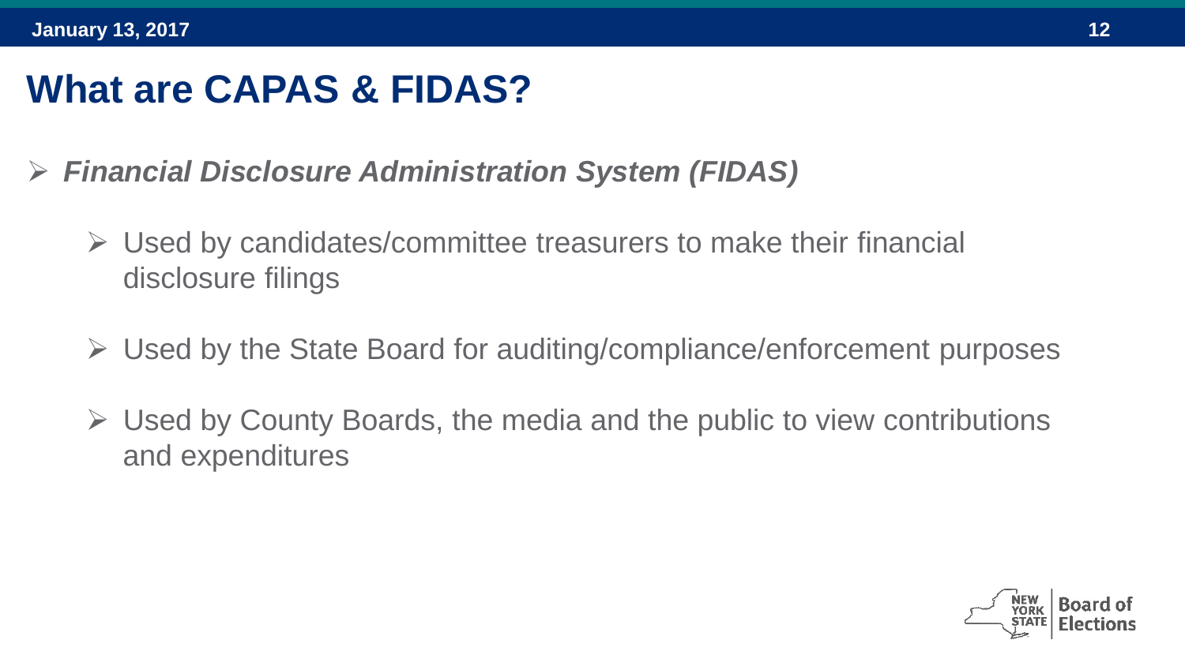# What are CAPAS & FIDAS?

- ***Financial Disclosure Administration System (FIDAS)***
  - Used by candidates/committee treasurers to make their financial disclosure filings
  - Used by the State Board for auditing/compliance/enforcement purposes
  - Used by County Boards, the media and the public to view contributions and expenditures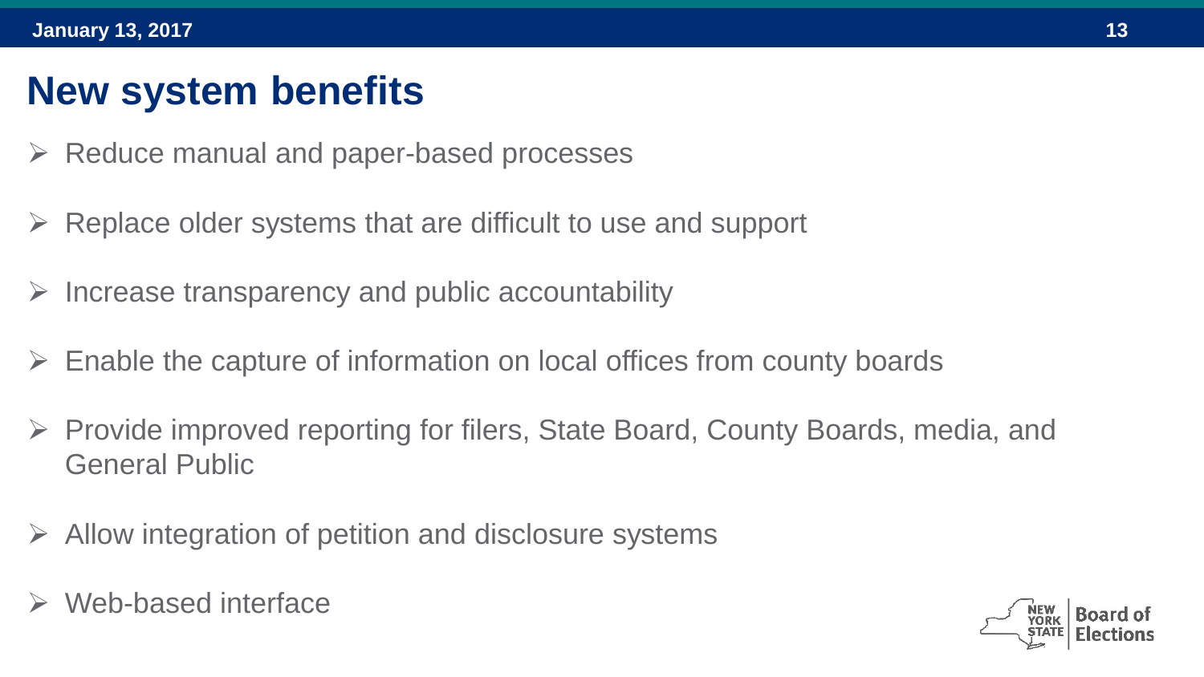# New system benefits

- Reduce manual and paper-based processes
- Replace older systems that are difficult to use and support
- Increase transparency and public accountability
- Enable the capture of information on local offices from county boards
- Provide improved reporting for filers, State Board, County Boards, media, and General Public
- Allow integration of petition and disclosure systems
- Web-based interface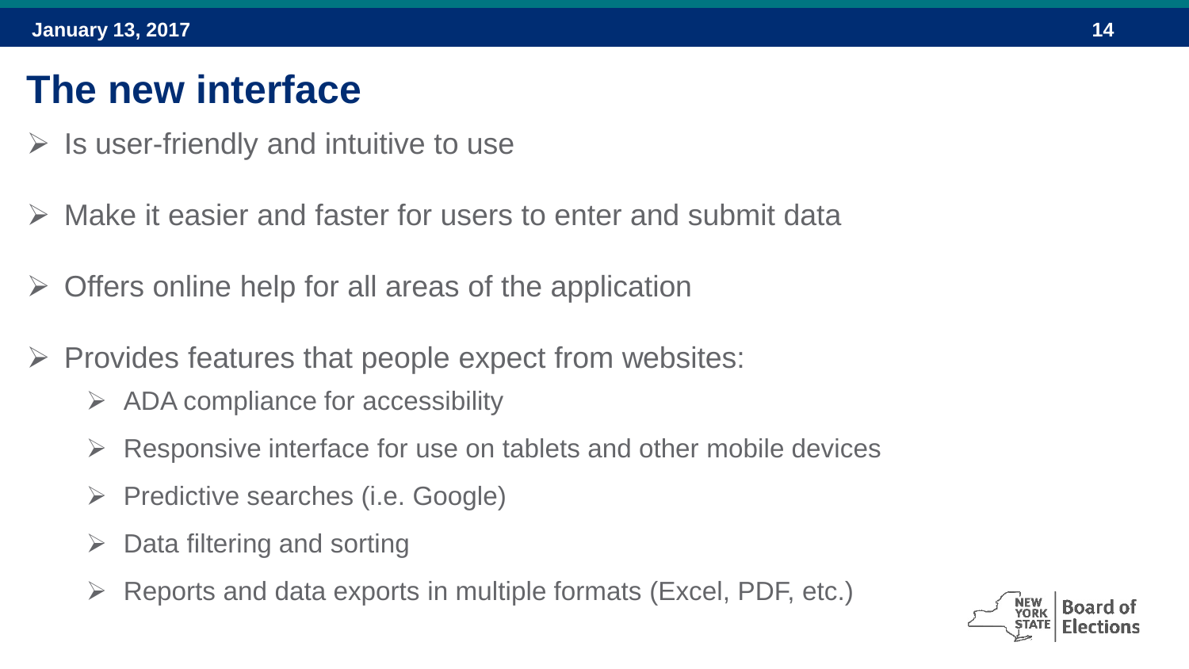# The new interface

- Is user-friendly and intuitive to use
- Make it easier and faster for users to enter and submit data
- Offers online help for all areas of the application
- Provides features that people expect from websites:
  - ADA compliance for accessibility
  - Responsive interface for use on tablets and other mobile devices
  - Predictive searches (i.e. Google)
  - Data filtering and sorting
  - Reports and data exports in multiple formats (Excel, PDF, etc.)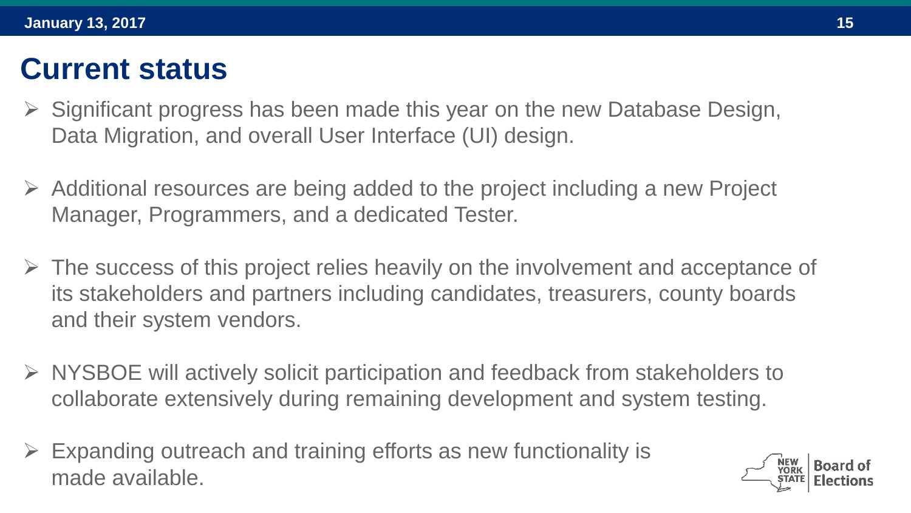## Current status

- Significant progress has been made this year on the new Database Design, Data Migration, and overall User Interface (UI) design.
- Additional resources are being added to the project including a new Project Manager, Programmers, and a dedicated Tester.
- The success of this project relies heavily on the involvement and acceptance of its stakeholders and partners including candidates, treasurers, county boards and their system vendors.
- NYSBOE will actively solicit participation and feedback from stakeholders to collaborate extensively during remaining development and system testing.
- Expanding outreach and training efforts as new functionality is made available.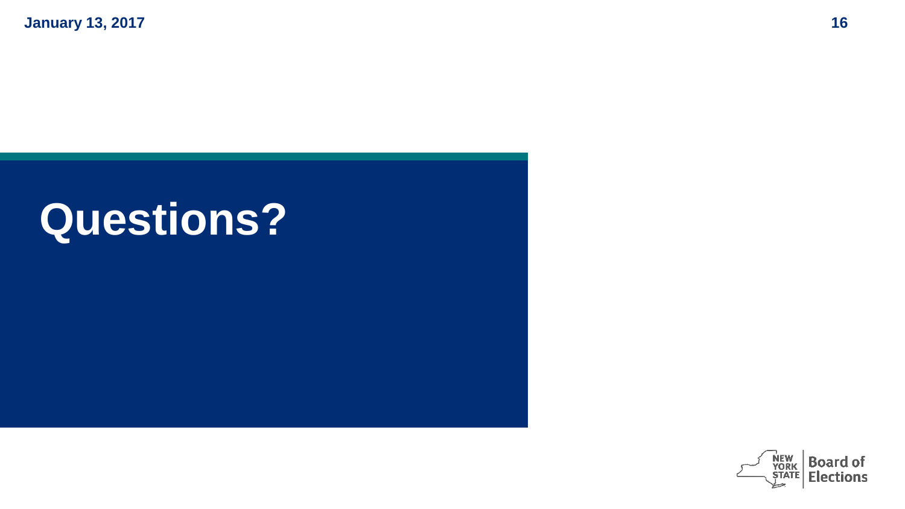# Questions?